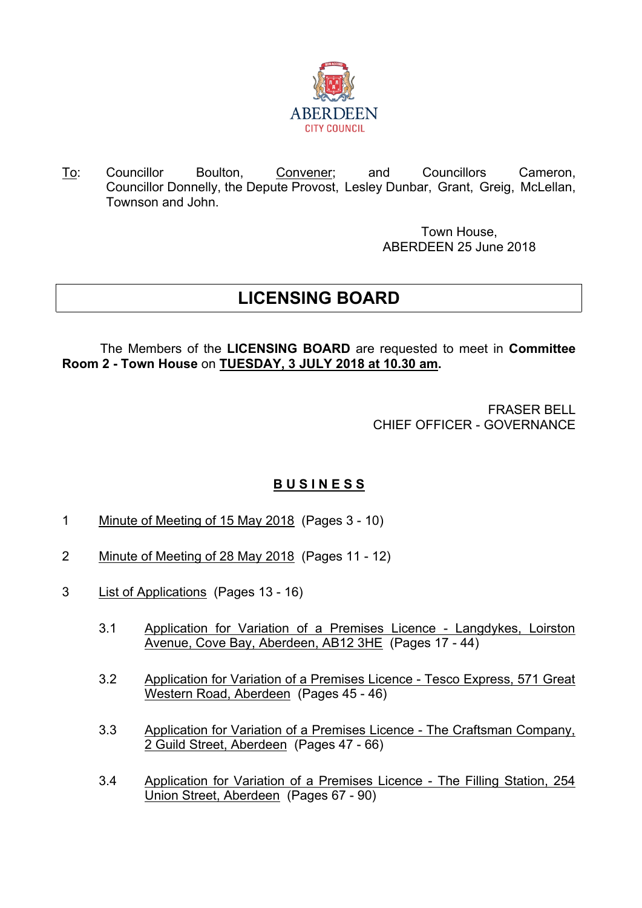ABERDEEN
CITY COUNCIL

To: Councillor Boulton, Convener; and Councillors Cameron, Councillor Donnelly, the Depute Provost, Lesley Dunbar, Grant, Greig, McLellan, Townson and John.

Town House,
ABERDEEN 25 June 2018

# LICENSING BOARD

The Members of the **LICENSING BOARD** are requested to meet in **Committee Room 2 - Town House** on **TUESDAY, 3 JULY 2018 at 10.30 am.**

FRASER BELL
CHIEF OFFICER - GOVERNANCE

## B U S I N E S S

1 Minute of Meeting of 15 May 2018 (Pages 3 - 10)

2 Minute of Meeting of 28 May 2018 (Pages 11 - 12)

3 List of Applications (Pages 13 - 16)

3.1 Application for Variation of a Premises Licence - Langdykes, Loirston Avenue, Cove Bay, Aberdeen, AB12 3HE (Pages 17 - 44)

3.2 Application for Variation of a Premises Licence - Tesco Express, 571 Great Western Road, Aberdeen (Pages 45 - 46)

3.3 Application for Variation of a Premises Licence - The Craftsman Company, 2 Guild Street, Aberdeen (Pages 47 - 66)

3.4 Application for Variation of a Premises Licence - The Filling Station, 254 Union Street, Aberdeen (Pages 67 - 90)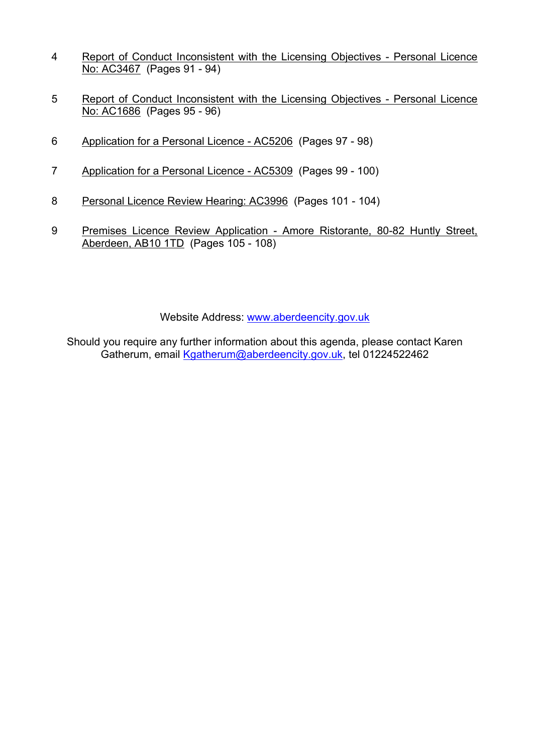4 Report of Conduct Inconsistent with the Licensing Objectives - Personal Licence No: AC3467 (Pages 91 - 94)

5 Report of Conduct Inconsistent with the Licensing Objectives - Personal Licence No: AC1686 (Pages 95 - 96)

6 Application for a Personal Licence - AC5206 (Pages 97 - 98)

7 Application for a Personal Licence - AC5309 (Pages 99 - 100)

8 Personal Licence Review Hearing: AC3996 (Pages 101 - 104)

9 Premises Licence Review Application - Amore Ristorante, 80-82 Huntly Street, Aberdeen, AB10 1TD (Pages 105 - 108)

Website Address: www.aberdeencity.gov.uk

Should you require any further information about this agenda, please contact Karen Gatherum, email Kgatherum@aberdeencity.gov.uk, tel 01224522462